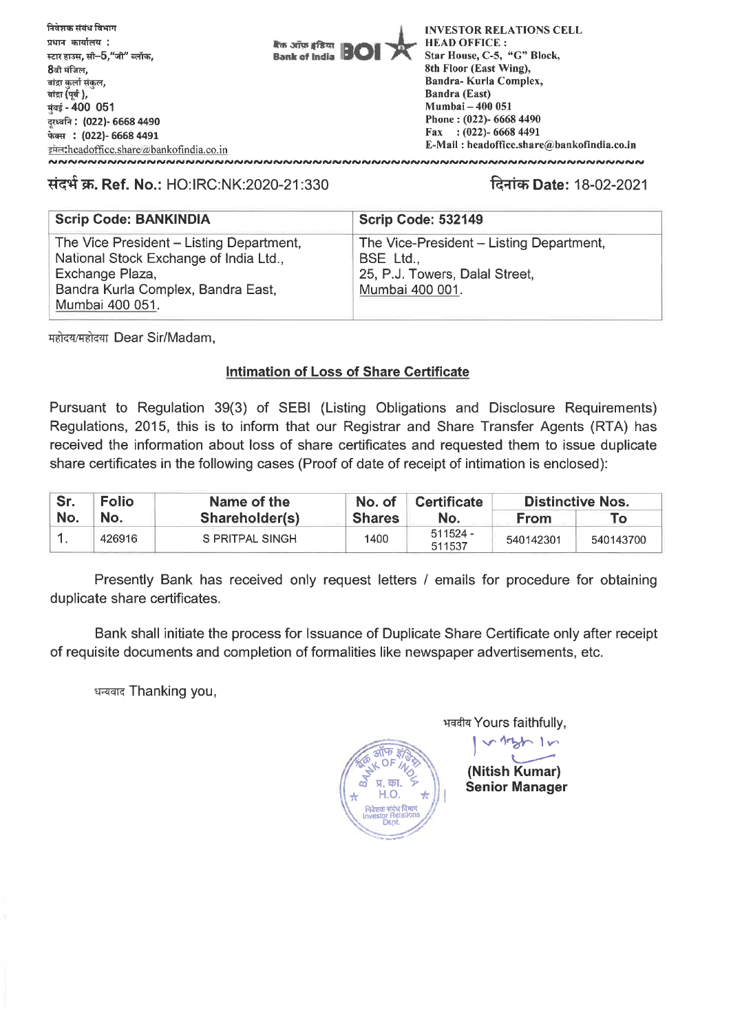निवेशक संबंध विभाग
प्रधान कार्यालय :
स्टार हाउस, सी–5,"जी" ब्लॉक,
8वी मंजिल,
बांद्रा कुर्ला संकुल,
बांद्रा (पूर्व ),
मुंबई - 400 051
दूरध्वनि : (022)- 6668 4490
फेक्स : (022)- 6668 4491
इमेल:headoffice.share@bankofindia.co.in

बैंक ऑफ इंडिया
Bank of India BOI

INVESTOR RELATIONS CELL
HEAD OFFICE :
Star House, C-5, "G" Block,
8th Floor (East Wing),
Bandra- Kurla Complex,
Bandra (East)
Mumbai – 400 051
Phone : (022)- 6668 4490
Fax : (022)- 6668 4491
E-Mail : headoffice.share@bankofindia.co.in

**संदर्भ क्र. Ref. No.:** HO:IRC:NK:2020-21:330

**दिनांक Date:** 18-02-2021

| Scrip Code: BANKINDIA | Scrip Code: 532149 |
|---|---|
| The Vice President – Listing Department, National Stock Exchange of India Ltd., Exchange Plaza, Bandra Kurla Complex, Bandra East, Mumbai 400 051. | The Vice-President – Listing Department, BSE Ltd., 25, P.J. Towers, Dalal Street, Mumbai 400 001. |

महोदय/महोदया Dear Sir/Madam,

**Intimation of Loss of Share Certificate**

Pursuant to Regulation 39(3) of SEBI (Listing Obligations and Disclosure Requirements) Regulations, 2015, this is to inform that our Registrar and Share Transfer Agents (RTA) has received the information about loss of share certificates and requested them to issue duplicate share certificates in the following cases (Proof of date of receipt of intimation is enclosed):

| Sr. No. | Folio No. | Name of the Shareholder(s) | No. of Shares | Certificate No. | Distinctive Nos. | |
|---|---|---|---|---|---|---|
| | | | | | From | To |
| 1. | 426916 | S PRITPAL SINGH | 1400 | 511524 - 511537 | 540142301 | 540143700 |

Presently Bank has received only request letters / emails for procedure for obtaining duplicate share certificates.

Bank shall initiate the process for Issuance of Duplicate Share Certificate only after receipt of requisite documents and completion of formalities like newspaper advertisements, etc.

धन्यवाद Thanking you,

भवदीय Yours faithfully,

**(Nitish Kumar)**
**Senior Manager**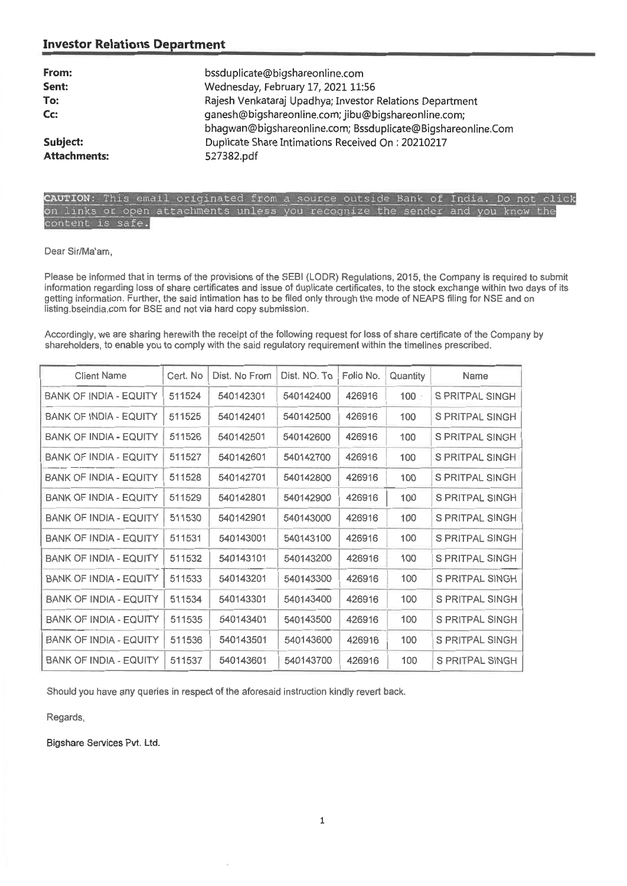## Investor Relations Department

| | |
|---|---|
| **From:** | bssduplicate@bigshareonline.com |
| **Sent:** | Wednesday, February 17, 2021 11:56 |
| **To:** | Rajesh Venkataraj Upadhya; Investor Relations Department |
| **Cc:** | ganesh@bigshareonline.com; jibu@bigshareonline.com; bhagwan@bigshareonline.com; Bssduplicate@Bigshareonline.Com |
| **Subject:** | Duplicate Share Intimations Received On : 20210217 |
| **Attachments:** | 527382.pdf |

**CAUTION:** This email originated from a source outside Bank of India. Do not click on links or open attachments unless you recognize the sender and you know the content is safe.

Dear Sir/Ma'am,

Please be informed that in terms of the provisions of the SEBI (LODR) Regulations, 2015, the Company is required to submit information regarding loss of share certificates and issue of duplicate certificates, to the stock exchange within two days of its getting information. Further, the said intimation has to be filed only through the mode of NEAPS filing for NSE and on listing.bseindia.com for BSE and not via hard copy submission.

Accordingly, we are sharing herewith the receipt of the following request for loss of share certificate of the Company by shareholders, to enable you to comply with the said regulatory requirement within the timelines prescribed.

| Client Name | Cert. No | Dist. No From | Dist. NO. To | Folio No. | Quantity | Name |
|---|---|---|---|---|---|---|
| BANK OF INDIA - EQUITY | 511524 | 540142301 | 540142400 | 426916 | 100 | S PRITPAL SINGH |
| BANK OF INDIA - EQUITY | 511525 | 540142401 | 540142500 | 426916 | 100 | S PRITPAL SINGH |
| BANK OF INDIA - EQUITY | 511526 | 540142501 | 540142600 | 426916 | 100 | S PRITPAL SINGH |
| BANK OF INDIA - EQUITY | 511527 | 540142601 | 540142700 | 426916 | 100 | S PRITPAL SINGH |
| BANK OF INDIA - EQUITY | 511528 | 540142701 | 540142800 | 426916 | 100 | S PRITPAL SINGH |
| BANK OF INDIA - EQUITY | 511529 | 540142801 | 540142900 | 426916 | 100 | S PRITPAL SINGH |
| BANK OF INDIA - EQUITY | 511530 | 540142901 | 540143000 | 426916 | 100 | S PRITPAL SINGH |
| BANK OF INDIA - EQUITY | 511531 | 540143001 | 540143100 | 426916 | 100 | S PRITPAL SINGH |
| BANK OF INDIA - EQUITY | 511532 | 540143101 | 540143200 | 426916 | 100 | S PRITPAL SINGH |
| BANK OF INDIA - EQUITY | 511533 | 540143201 | 540143300 | 426916 | 100 | S PRITPAL SINGH |
| BANK OF INDIA - EQUITY | 511534 | 540143301 | 540143400 | 426916 | 100 | S PRITPAL SINGH |
| BANK OF INDIA - EQUITY | 511535 | 540143401 | 540143500 | 426916 | 100 | S PRITPAL SINGH |
| BANK OF INDIA - EQUITY | 511536 | 540143501 | 540143600 | 426916 | 100 | S PRITPAL SINGH |
| BANK OF INDIA - EQUITY | 511537 | 540143601 | 540143700 | 426916 | 100 | S PRITPAL SINGH |

Should you have any queries in respect of the aforesaid instruction kindly revert back.

Regards,

Bigshare Services Pvt. Ltd.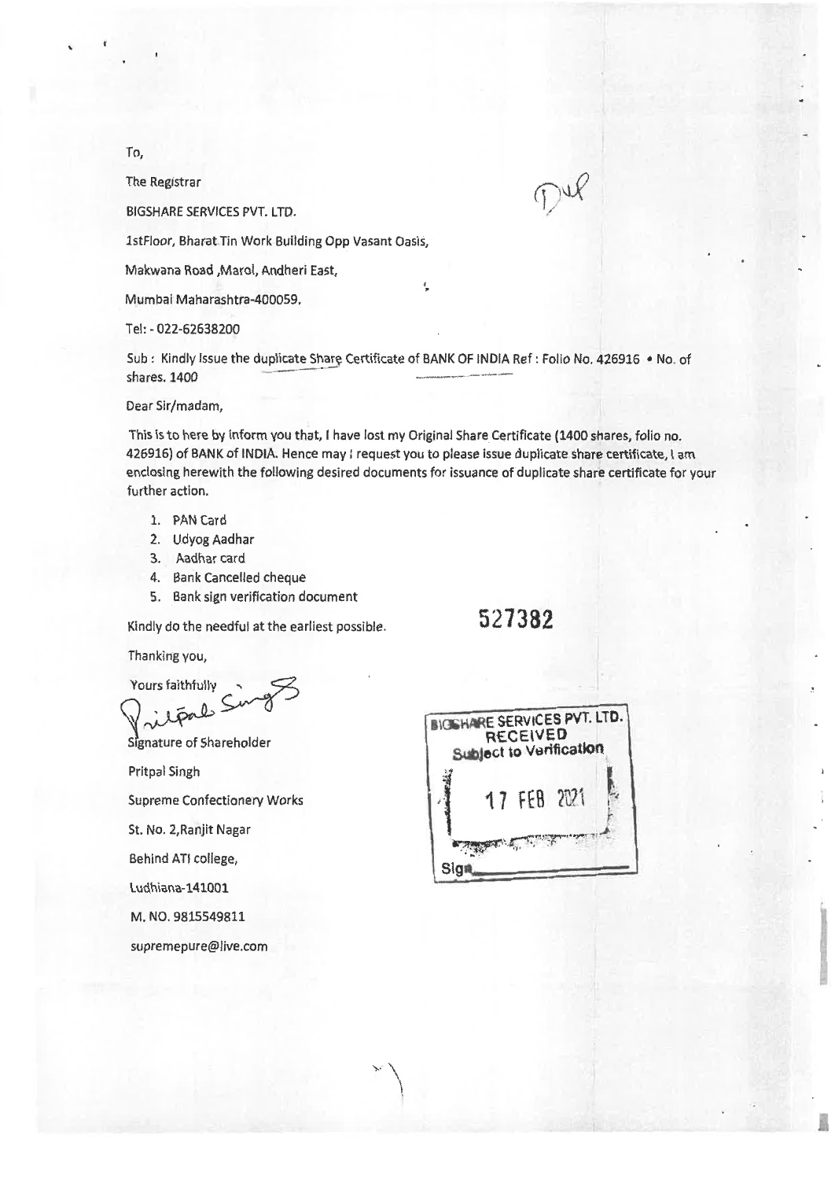To,

The Registrar

BIGSHARE SERVICES PVT. LTD.

1stFloor, Bharat Tin Work Building Opp Vasant Oasis,

Makwana Road ,Marol, Andheri East,

Mumbai Maharashtra-400059.

Tel: - 022-62638200

Sub : Kindly Issue the duplicate Share Certificate of BANK OF INDIA Ref : Folio No. 426916 • No. of shares. 1400

Dear Sir/madam,

This is to here by inform you that, I have lost my Original Share Certificate (1400 shares, folio no. 426916) of BANK of INDIA. Hence may I request you to please issue duplicate share certificate, I am enclosing herewith the following desired documents for issuance of duplicate share certificate for your further action.

1. PAN Card
2. Udyog Aadhar
3. Aadhar card
4. Bank Cancelled cheque
5. Bank sign verification document

Kindly do the needful at the earliest possible.

527382

Thanking you,

Yours faithfully

Signature of Shareholder

Pritpal Singh

Supreme Confectionery Works

St. No. 2,Ranjit Nagar

Behind ATI college,

Ludhiana-141001

M. NO. 9815549811

supremepure@live.com

BIGSHARE SERVICES PVT. LTD.
RECEIVED
Subject to Verification
17 FEB 2021
Sign